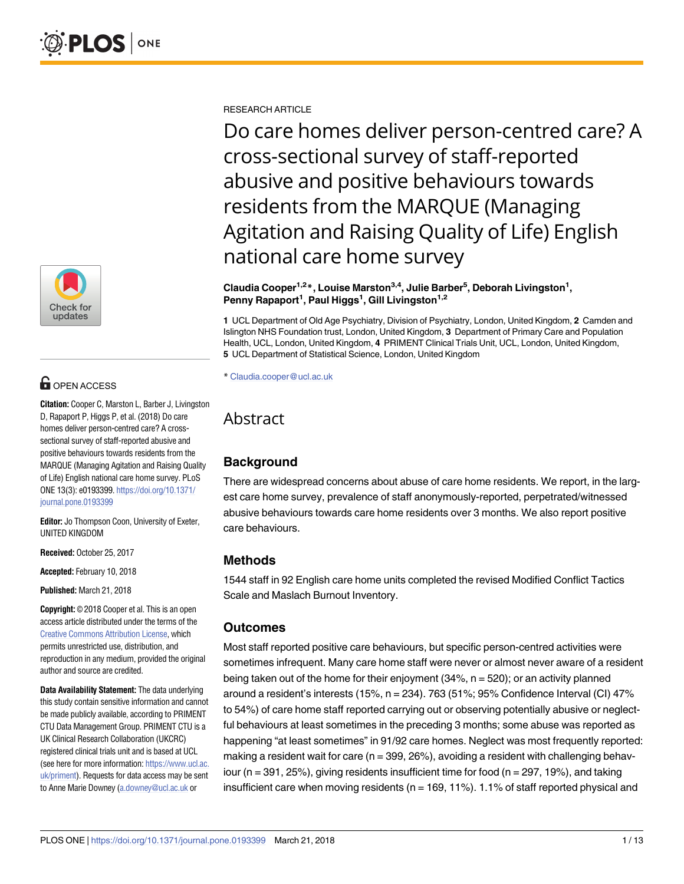RESEARCH ARTICLE

# Do care homes deliver person-centred care? A cross-sectional survey of staff-reported abusive and positive behaviours towards residents from the MARQUE (Managing Agitation and Raising Quality of Life) English national care home survey

**Claudia Cooper[1,2]*, Louise Marston[3,4], Julie Barber[5], Deborah Livingston[1], Penny Rapaport[1], Paul Higgs[1], Gill Livingston[1,2]**

**1** UCL Department of Old Age Psychiatry, Division of Psychiatry, London, United Kingdom, **2** Camden and Islington NHS Foundation trust, London, United Kingdom, **3** Department of Primary Care and Population Health, UCL, London, United Kingdom, **4** PRIMENT Clinical Trials Unit, UCL, London, United Kingdom, **5** UCL Department of Statistical Science, London, United Kingdom

* Claudia.cooper@ucl.ac.uk

OPEN ACCESS

**Citation:** Cooper C, Marston L, Barber J, Livingston D, Rapaport P, Higgs P, et al. (2018) Do care homes deliver person-centred care? A cross-sectional survey of staff-reported abusive and positive behaviours towards residents from the MARQUE (Managing Agitation and Raising Quality of Life) English national care home survey. PLoS ONE 13(3): e0193399. https://doi.org/10.1371/journal.pone.0193399

**Editor:** Jo Thompson Coon, University of Exeter, UNITED KINGDOM

**Received:** October 25, 2017

**Accepted:** February 10, 2018

**Published:** March 21, 2018

**Copyright:** © 2018 Cooper et al. This is an open access article distributed under the terms of the Creative Commons Attribution License, which permits unrestricted use, distribution, and reproduction in any medium, provided the original author and source are credited.

**Data Availability Statement:** The data underlying this study contain sensitive information and cannot be made publicly available, according to PRIMENT CTU Data Management Group. PRIMENT CTU is a UK Clinical Research Collaboration (UKCRC) registered clinical trials unit and is based at UCL (see here for more information: https://www.ucl.ac.uk/priment). Requests for data access may be sent to Anne Marie Downey (a.downey@ucl.ac.uk or

## Abstract

### Background

There are widespread concerns about abuse of care home residents. We report, in the largest care home survey, prevalence of staff anonymously-reported, perpetrated/witnessed abusive behaviours towards care home residents over 3 months. We also report positive care behaviours.

### Methods

1544 staff in 92 English care home units completed the revised Modified Conflict Tactics Scale and Maslach Burnout Inventory.

### Outcomes

Most staff reported positive care behaviours, but specific person-centred activities were sometimes infrequent. Many care home staff were never or almost never aware of a resident being taken out of the home for their enjoyment (34%, n = 520); or an activity planned around a resident's interests (15%, n = 234). 763 (51%; 95% Confidence Interval (CI) 47% to 54%) of care home staff reported carrying out or observing potentially abusive or neglectful behaviours at least sometimes in the preceding 3 months; some abuse was reported as happening "at least sometimes" in 91/92 care homes. Neglect was most frequently reported: making a resident wait for care (n = 399, 26%), avoiding a resident with challenging behaviour (n = 391, 25%), giving residents insufficient time for food (n = 297, 19%), and taking insufficient care when moving residents (n = 169, 11%). 1.1% of staff reported physical and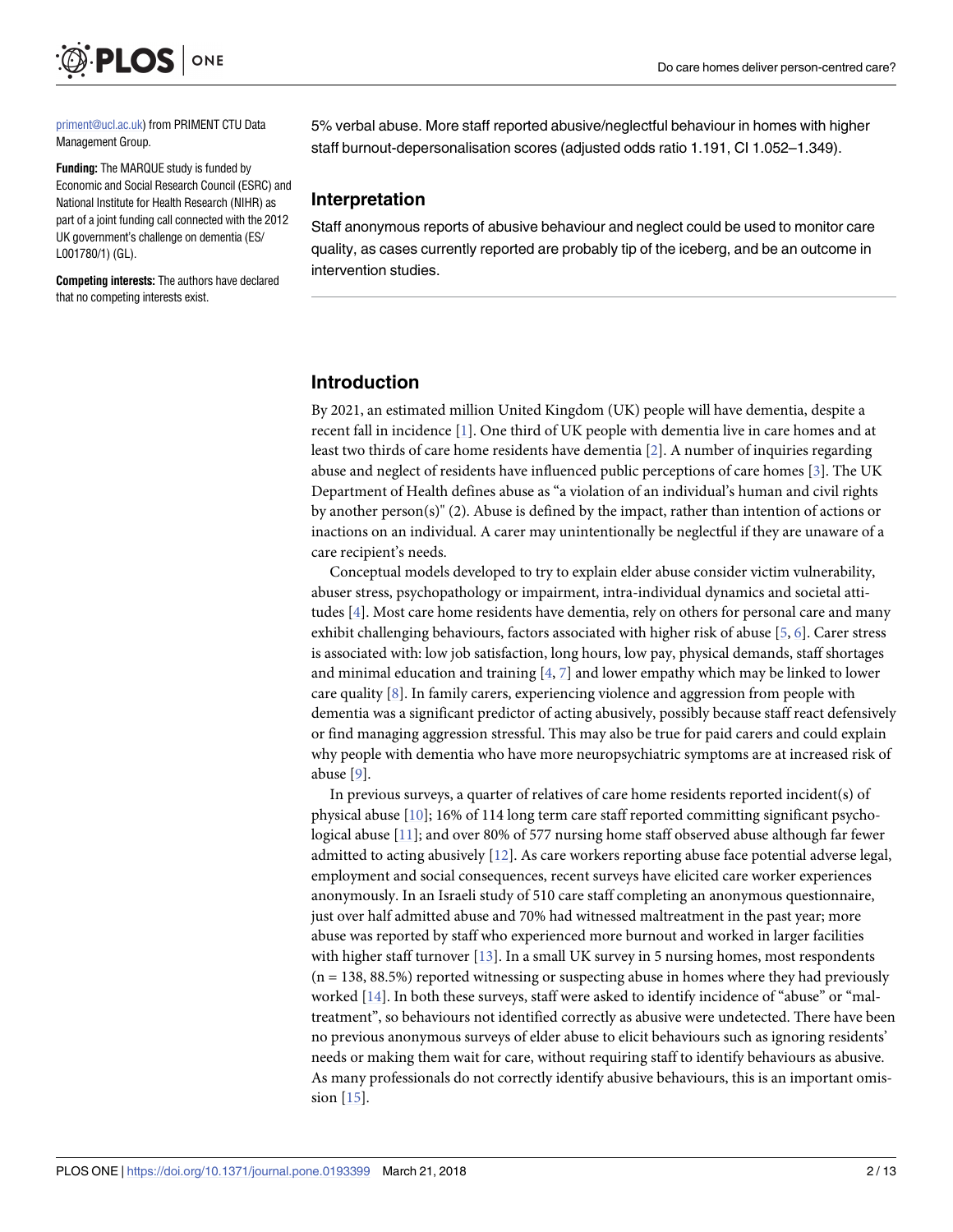priment@ucl.ac.uk) from PRIMENT CTU Data Management Group.

**Funding:** The MARQUE study is funded by Economic and Social Research Council (ESRC) and National Institute for Health Research (NIHR) as part of a joint funding call connected with the 2012 UK government's challenge on dementia (ES/L001780/1) (GL).

**Competing interests:** The authors have declared that no competing interests exist.

5% verbal abuse. More staff reported abusive/neglectful behaviour in homes with higher staff burnout-depersonalisation scores (adjusted odds ratio 1.191, CI 1.052–1.349).

### Interpretation

Staff anonymous reports of abusive behaviour and neglect could be used to monitor care quality, as cases currently reported are probably tip of the iceberg, and be an outcome in intervention studies.

## Introduction

By 2021, an estimated million United Kingdom (UK) people will have dementia, despite a recent fall in incidence [1]. One third of UK people with dementia live in care homes and at least two thirds of care home residents have dementia [2]. A number of inquiries regarding abuse and neglect of residents have influenced public perceptions of care homes [3]. The UK Department of Health defines abuse as "a violation of an individual's human and civil rights by another person(s)" (2). Abuse is defined by the impact, rather than intention of actions or inactions on an individual. A carer may unintentionally be neglectful if they are unaware of a care recipient's needs.

Conceptual models developed to try to explain elder abuse consider victim vulnerability, abuser stress, psychopathology or impairment, intra-individual dynamics and societal attitudes [4]. Most care home residents have dementia, rely on others for personal care and many exhibit challenging behaviours, factors associated with higher risk of abuse [5, 6]. Carer stress is associated with: low job satisfaction, long hours, low pay, physical demands, staff shortages and minimal education and training [4, 7] and lower empathy which may be linked to lower care quality [8]. In family carers, experiencing violence and aggression from people with dementia was a significant predictor of acting abusively, possibly because staff react defensively or find managing aggression stressful. This may also be true for paid carers and could explain why people with dementia who have more neuropsychiatric symptoms are at increased risk of abuse [9].

In previous surveys, a quarter of relatives of care home residents reported incident(s) of physical abuse [10]; 16% of 114 long term care staff reported committing significant psychological abuse [11]; and over 80% of 577 nursing home staff observed abuse although far fewer admitted to acting abusively [12]. As care workers reporting abuse face potential adverse legal, employment and social consequences, recent surveys have elicited care worker experiences anonymously. In an Israeli study of 510 care staff completing an anonymous questionnaire, just over half admitted abuse and 70% had witnessed maltreatment in the past year; more abuse was reported by staff who experienced more burnout and worked in larger facilities with higher staff turnover [13]. In a small UK survey in 5 nursing homes, most respondents (n = 138, 88.5%) reported witnessing or suspecting abuse in homes where they had previously worked [14]. In both these surveys, staff were asked to identify incidence of "abuse" or "maltreatment", so behaviours not identified correctly as abusive were undetected. There have been no previous anonymous surveys of elder abuse to elicit behaviours such as ignoring residents' needs or making them wait for care, without requiring staff to identify behaviours as abusive. As many professionals do not correctly identify abusive behaviours, this is an important omission [15].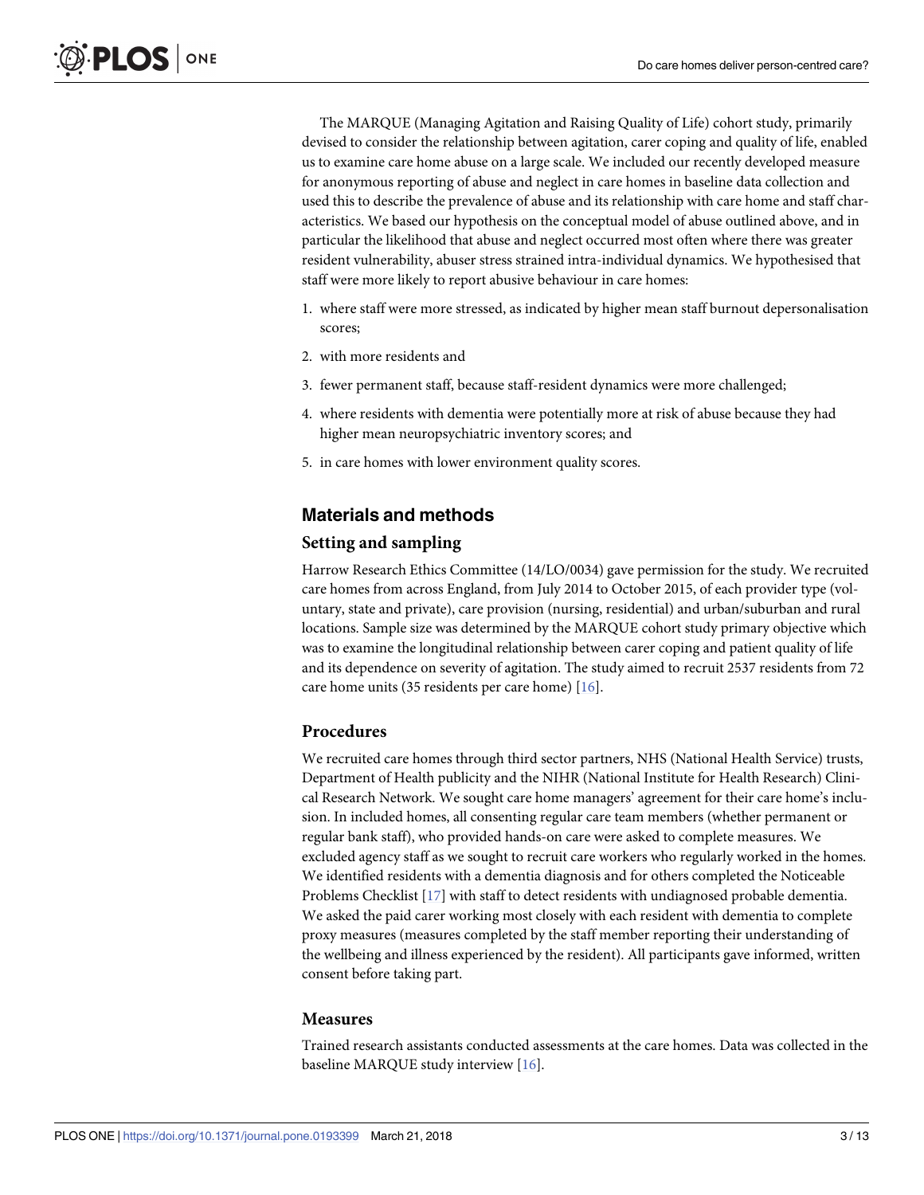The MARQUE (Managing Agitation and Raising Quality of Life) cohort study, primarily devised to consider the relationship between agitation, carer coping and quality of life, enabled us to examine care home abuse on a large scale. We included our recently developed measure for anonymous reporting of abuse and neglect in care homes in baseline data collection and used this to describe the prevalence of abuse and its relationship with care home and staff characteristics. We based our hypothesis on the conceptual model of abuse outlined above, and in particular the likelihood that abuse and neglect occurred most often where there was greater resident vulnerability, abuser stress strained intra-individual dynamics. We hypothesised that staff were more likely to report abusive behaviour in care homes:

1. where staff were more stressed, as indicated by higher mean staff burnout depersonalisation scores;
2. with more residents and
3. fewer permanent staff, because staff-resident dynamics were more challenged;
4. where residents with dementia were potentially more at risk of abuse because they had higher mean neuropsychiatric inventory scores; and
5. in care homes with lower environment quality scores.

## Materials and methods

### Setting and sampling

Harrow Research Ethics Committee (14/LO/0034) gave permission for the study. We recruited care homes from across England, from July 2014 to October 2015, of each provider type (voluntary, state and private), care provision (nursing, residential) and urban/suburban and rural locations. Sample size was determined by the MARQUE cohort study primary objective which was to examine the longitudinal relationship between carer coping and patient quality of life and its dependence on severity of agitation. The study aimed to recruit 2537 residents from 72 care home units (35 residents per care home) [16].

### Procedures

We recruited care homes through third sector partners, NHS (National Health Service) trusts, Department of Health publicity and the NIHR (National Institute for Health Research) Clinical Research Network. We sought care home managers' agreement for their care home's inclusion. In included homes, all consenting regular care team members (whether permanent or regular bank staff), who provided hands-on care were asked to complete measures. We excluded agency staff as we sought to recruit care workers who regularly worked in the homes. We identified residents with a dementia diagnosis and for others completed the Noticeable Problems Checklist [17] with staff to detect residents with undiagnosed probable dementia. We asked the paid carer working most closely with each resident with dementia to complete proxy measures (measures completed by the staff member reporting their understanding of the wellbeing and illness experienced by the resident). All participants gave informed, written consent before taking part.

### Measures

Trained research assistants conducted assessments at the care homes. Data was collected in the baseline MARQUE study interview [16].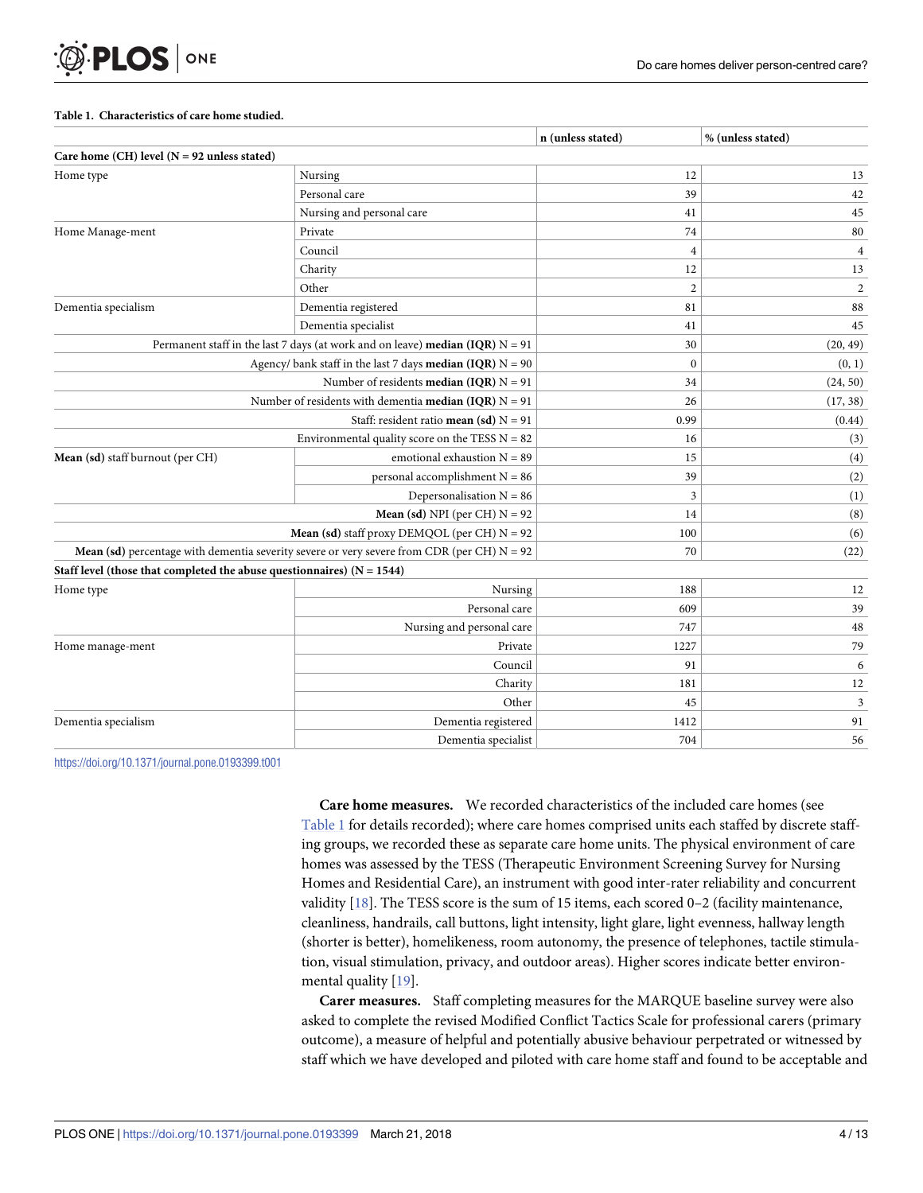**Table 1. Characteristics of care home studied.**

| | | n (unless stated) | % (unless stated) |
|---|---|---|---|
| **Care home (CH) level (N = 92 unless stated)** | | | |
| Home type | Nursing | 12 | 13 |
| | Personal care | 39 | 42 |
| | Nursing and personal care | 41 | 45 |
| Home Manage-ment | Private | 74 | 80 |
| | Council | 4 | 4 |
| | Charity | 12 | 13 |
| | Other | 2 | 2 |
| Dementia specialism | Dementia registered | 81 | 88 |
| | Dementia specialist | 41 | 45 |
| Permanent staff in the last 7 days (at work and on leave) **median (IQR)** N = 91 | | 30 | (20, 49) |
| Agency/ bank staff in the last 7 days **median (IQR)** N = 90 | | 0 | (0, 1) |
| Number of residents **median (IQR)** N = 91 | | 34 | (24, 50) |
| Number of residents with dementia **median (IQR)** N = 91 | | 26 | (17, 38) |
| Staff: resident ratio **mean (sd)** N = 91 | | 0.99 | (0.44) |
| Environmental quality score on the TESS N = 82 | | 16 | (3) |
| **Mean (sd)** staff burnout (per CH) | emotional exhaustion N = 89 | 15 | (4) |
| | personal accomplishment N = 86 | 39 | (2) |
| | Depersonalisation N = 86 | 3 | (1) |
| **Mean (sd)** NPI (per CH) N = 92 | | 14 | (8) |
| **Mean (sd)** staff proxy DEMQOL (per CH) N = 92 | | 100 | (6) |
| **Mean (sd)** percentage with dementia severity severe or very severe from CDR (per CH) N = 92 | | 70 | (22) |
| **Staff level (those that completed the abuse questionnaires) (N = 1544)** | | | |
| Home type | Nursing | 188 | 12 |
| | Personal care | 609 | 39 |
| | Nursing and personal care | 747 | 48 |
| Home manage-ment | Private | 1227 | 79 |
| | Council | 91 | 6 |
| | Charity | 181 | 12 |
| | Other | 45 | 3 |
| Dementia specialism | Dementia registered | 1412 | 91 |
| | Dementia specialist | 704 | 56 |

https://doi.org/10.1371/journal.pone.0193399.t001

**Care home measures.** We recorded characteristics of the included care homes (see Table 1 for details recorded); where care homes comprised units each staffed by discrete staffing groups, we recorded these as separate care home units. The physical environment of care homes was assessed by the TESS (Therapeutic Environment Screening Survey for Nursing Homes and Residential Care), an instrument with good inter-rater reliability and concurrent validity [18]. The TESS score is the sum of 15 items, each scored 0–2 (facility maintenance, cleanliness, handrails, call buttons, light intensity, light glare, light evenness, hallway length (shorter is better), homelikeness, room autonomy, the presence of telephones, tactile stimulation, visual stimulation, privacy, and outdoor areas). Higher scores indicate better environmental quality [19].

**Carer measures.** Staff completing measures for the MARQUE baseline survey were also asked to complete the revised Modified Conflict Tactics Scale for professional carers (primary outcome), a measure of helpful and potentially abusive behaviour perpetrated or witnessed by staff which we have developed and piloted with care home staff and found to be acceptable and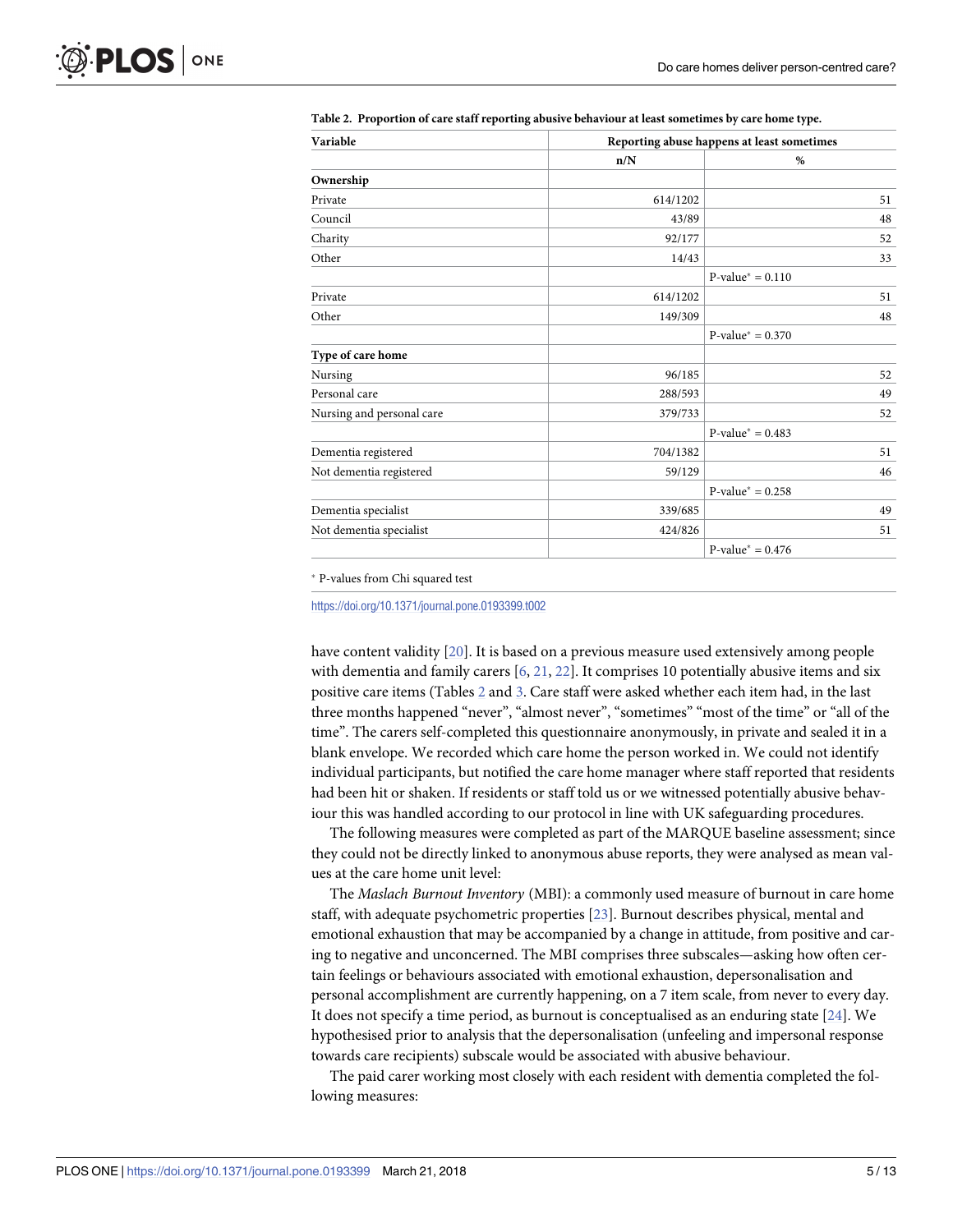**Table 2. Proportion of care staff reporting abusive behaviour at least sometimes by care home type.**

| Variable | Reporting abuse happens at least sometimes | |
|---|---|---|
| | n/N | % |
| **Ownership** | | |
| Private | 614/1202 | 51 |
| Council | 43/89 | 48 |
| Charity | 92/177 | 52 |
| Other | 14/43 | 33 |
| | | P-value* = 0.110 |
| Private | 614/1202 | 51 |
| Other | 149/309 | 48 |
| | | P-value* = 0.370 |
| **Type of care home** | | |
| Nursing | 96/185 | 52 |
| Personal care | 288/593 | 49 |
| Nursing and personal care | 379/733 | 52 |
| | | P-value* = 0.483 |
| Dementia registered | 704/1382 | 51 |
| Not dementia registered | 59/129 | 46 |
| | | P-value* = 0.258 |
| Dementia specialist | 339/685 | 49 |
| Not dementia specialist | 424/826 | 51 |
| | | P-value* = 0.476 |

* P-values from Chi squared test

https://doi.org/10.1371/journal.pone.0193399.t002

have content validity [20]. It is based on a previous measure used extensively among people with dementia and family carers [6, 21, 22]. It comprises 10 potentially abusive items and six positive care items (Tables 2 and 3. Care staff were asked whether each item had, in the last three months happened "never", "almost never", "sometimes" "most of the time" or "all of the time". The carers self-completed this questionnaire anonymously, in private and sealed it in a blank envelope. We recorded which care home the person worked in. We could not identify individual participants, but notified the care home manager where staff reported that residents had been hit or shaken. If residents or staff told us or we witnessed potentially abusive behaviour this was handled according to our protocol in line with UK safeguarding procedures.

The following measures were completed as part of the MARQUE baseline assessment; since they could not be directly linked to anonymous abuse reports, they were analysed as mean values at the care home unit level:

The *Maslach Burnout Inventory* (MBI): a commonly used measure of burnout in care home staff, with adequate psychometric properties [23]. Burnout describes physical, mental and emotional exhaustion that may be accompanied by a change in attitude, from positive and caring to negative and unconcerned. The MBI comprises three subscales—asking how often certain feelings or behaviours associated with emotional exhaustion, depersonalisation and personal accomplishment are currently happening, on a 7 item scale, from never to every day. It does not specify a time period, as burnout is conceptualised as an enduring state [24]. We hypothesised prior to analysis that the depersonalisation (unfeeling and impersonal response towards care recipients) subscale would be associated with abusive behaviour.

The paid carer working most closely with each resident with dementia completed the following measures: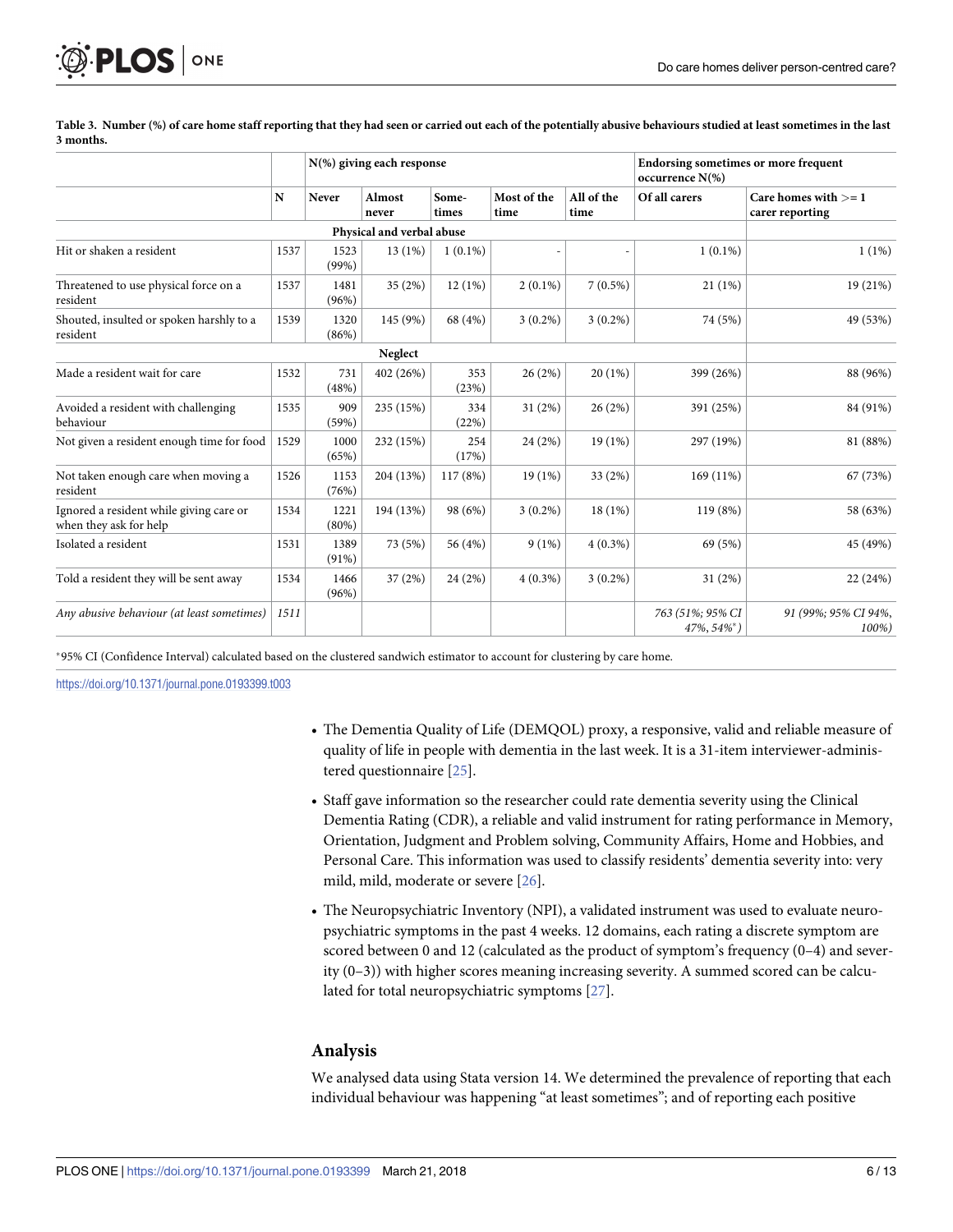**Table 3. Number (%) of care home staff reporting that they had seen or carried out each of the potentially abusive behaviours studied at least sometimes in the last 3 months.**

| | | N(%) giving each response | | | | | Endorsing sometimes or more frequent occurrence N(%) | |
|---|---|---|---|---|---|---|---|---|
| | N | Never | Almost never | Some-times | Most of the time | All of the time | Of all carers | Care homes with >= 1 carer reporting |
| **Physical and verbal abuse** | | | | | | | | |
| Hit or shaken a resident | 1537 | 1523 (99%) | 13 (1%) | 1 (0.1%) | - | - | 1 (0.1%) | 1 (1%) |
| Threatened to use physical force on a resident | 1537 | 1481 (96%) | 35 (2%) | 12 (1%) | 2 (0.1%) | 7 (0.5%) | 21 (1%) | 19 (21%) |
| Shouted, insulted or spoken harshly to a resident | 1539 | 1320 (86%) | 145 (9%) | 68 (4%) | 3 (0.2%) | 3 (0.2%) | 74 (5%) | 49 (53%) |
| **Neglect** | | | | | | | | |
| Made a resident wait for care | 1532 | 731 (48%) | 402 (26%) | 353 (23%) | 26 (2%) | 20 (1%) | 399 (26%) | 88 (96%) |
| Avoided a resident with challenging behaviour | 1535 | 909 (59%) | 235 (15%) | 334 (22%) | 31 (2%) | 26 (2%) | 391 (25%) | 84 (91%) |
| Not given a resident enough time for food | 1529 | 1000 (65%) | 232 (15%) | 254 (17%) | 24 (2%) | 19 (1%) | 297 (19%) | 81 (88%) |
| Not taken enough care when moving a resident | 1526 | 1153 (76%) | 204 (13%) | 117 (8%) | 19 (1%) | 33 (2%) | 169 (11%) | 67 (73%) |
| Ignored a resident while giving care or when they ask for help | 1534 | 1221 (80%) | 194 (13%) | 98 (6%) | 3 (0.2%) | 18 (1%) | 119 (8%) | 58 (63%) |
| Isolated a resident | 1531 | 1389 (91%) | 73 (5%) | 56 (4%) | 9 (1%) | 4 (0.3%) | 69 (5%) | 45 (49%) |
| Told a resident they will be sent away | 1534 | 1466 (96%) | 37 (2%) | 24 (2%) | 4 (0.3%) | 3 (0.2%) | 31 (2%) | 22 (24%) |
| *Any abusive behaviour (at least sometimes)* | *1511* | | | | | | *763 (51%; 95% CI 47%, 54%\*)* | *91 (99%; 95% CI 94%, 100%)* |

\*95% CI (Confidence Interval) calculated based on the clustered sandwich estimator to account for clustering by care home.

https://doi.org/10.1371/journal.pone.0193399.t003

- The Dementia Quality of Life (DEMQOL) proxy, a responsive, valid and reliable measure of quality of life in people with dementia in the last week. It is a 31-item interviewer-administered questionnaire [25].
- Staff gave information so the researcher could rate dementia severity using the Clinical Dementia Rating (CDR), a reliable and valid instrument for rating performance in Memory, Orientation, Judgment and Problem solving, Community Affairs, Home and Hobbies, and Personal Care. This information was used to classify residents' dementia severity into: very mild, mild, moderate or severe [26].
- The Neuropsychiatric Inventory (NPI), a validated instrument was used to evaluate neuropsychiatric symptoms in the past 4 weeks. 12 domains, each rating a discrete symptom are scored between 0 and 12 (calculated as the product of symptom's frequency (0–4) and severity (0–3)) with higher scores meaning increasing severity. A summed scored can be calculated for total neuropsychiatric symptoms [27].

## Analysis

We analysed data using Stata version 14. We determined the prevalence of reporting that each individual behaviour was happening "at least sometimes"; and of reporting each positive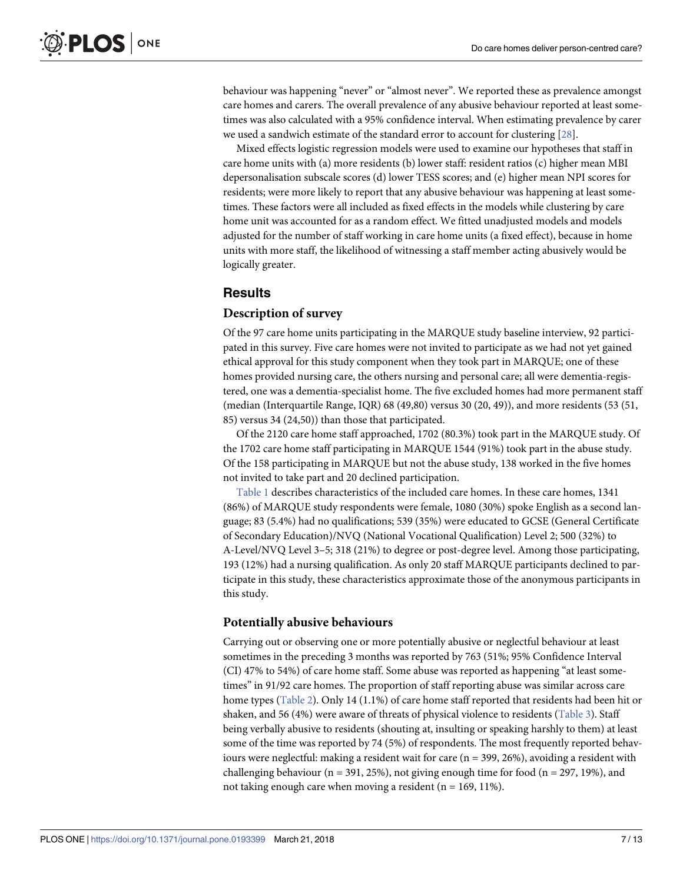behaviour was happening "never" or "almost never". We reported these as prevalence amongst care homes and carers. The overall prevalence of any abusive behaviour reported at least sometimes was also calculated with a 95% confidence interval. When estimating prevalence by carer we used a sandwich estimate of the standard error to account for clustering [28].

Mixed effects logistic regression models were used to examine our hypotheses that staff in care home units with (a) more residents (b) lower staff: resident ratios (c) higher mean MBI depersonalisation subscale scores (d) lower TESS scores; and (e) higher mean NPI scores for residents; were more likely to report that any abusive behaviour was happening at least sometimes. These factors were all included as fixed effects in the models while clustering by care home unit was accounted for as a random effect. We fitted unadjusted models and models adjusted for the number of staff working in care home units (a fixed effect), because in home units with more staff, the likelihood of witnessing a staff member acting abusively would be logically greater.

## Results

### Description of survey

Of the 97 care home units participating in the MARQUE study baseline interview, 92 participated in this survey. Five care homes were not invited to participate as we had not yet gained ethical approval for this study component when they took part in MARQUE; one of these homes provided nursing care, the others nursing and personal care; all were dementia-registered, one was a dementia-specialist home. The five excluded homes had more permanent staff (median (Interquartile Range, IQR) 68 (49,80) versus 30 (20, 49)), and more residents (53 (51, 85) versus 34 (24,50)) than those that participated.

Of the 2120 care home staff approached, 1702 (80.3%) took part in the MARQUE study. Of the 1702 care home staff participating in MARQUE 1544 (91%) took part in the abuse study. Of the 158 participating in MARQUE but not the abuse study, 138 worked in the five homes not invited to take part and 20 declined participation.

Table 1 describes characteristics of the included care homes. In these care homes, 1341 (86%) of MARQUE study respondents were female, 1080 (30%) spoke English as a second language; 83 (5.4%) had no qualifications; 539 (35%) were educated to GCSE (General Certificate of Secondary Education)/NVQ (National Vocational Qualification) Level 2; 500 (32%) to A-Level/NVQ Level 3–5; 318 (21%) to degree or post-degree level. Among those participating, 193 (12%) had a nursing qualification. As only 20 staff MARQUE participants declined to participate in this study, these characteristics approximate those of the anonymous participants in this study.

### Potentially abusive behaviours

Carrying out or observing one or more potentially abusive or neglectful behaviour at least sometimes in the preceding 3 months was reported by 763 (51%; 95% Confidence Interval (CI) 47% to 54%) of care home staff. Some abuse was reported as happening "at least sometimes" in 91/92 care homes. The proportion of staff reporting abuse was similar across care home types (Table 2). Only 14 (1.1%) of care home staff reported that residents had been hit or shaken, and 56 (4%) were aware of threats of physical violence to residents (Table 3). Staff being verbally abusive to residents (shouting at, insulting or speaking harshly to them) at least some of the time was reported by 74 (5%) of respondents. The most frequently reported behaviours were neglectful: making a resident wait for care (n = 399, 26%), avoiding a resident with challenging behaviour (n = 391, 25%), not giving enough time for food (n = 297, 19%), and not taking enough care when moving a resident (n = 169, 11%).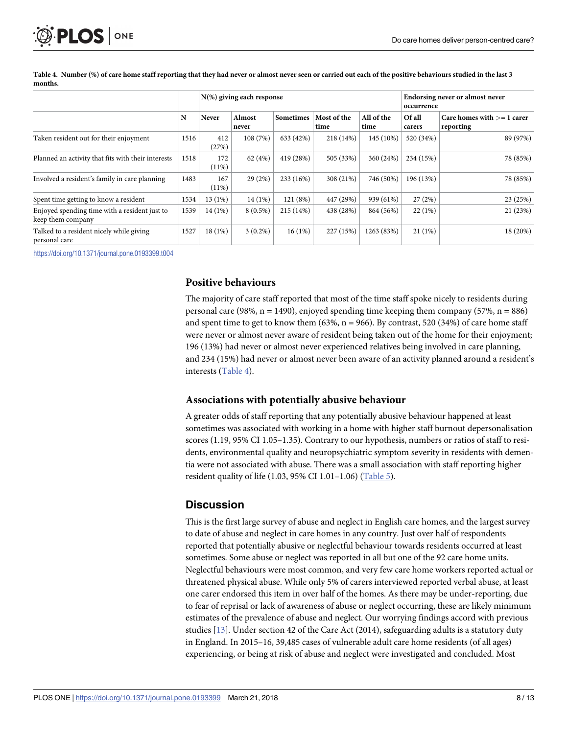**Table 4. Number (%) of care home staff reporting that they had never or almost never seen or carried out each of the positive behaviours studied in the last 3 months.**

| | | N(%) giving each response | | | | | Endorsing never or almost never occurrence | |
|---|---|---|---|---|---|---|---|---|
| | N | Never | Almost never | Sometimes | Most of the time | All of the time | Of all carers | Care homes with >= 1 carer reporting |
| Taken resident out for their enjoyment | 1516 | 412 (27%) | 108 (7%) | 633 (42%) | 218 (14%) | 145 (10%) | 520 (34%) | 89 (97%) |
| Planned an activity that fits with their interests | 1518 | 172 (11%) | 62 (4%) | 419 (28%) | 505 (33%) | 360 (24%) | 234 (15%) | 78 (85%) |
| Involved a resident's family in care planning | 1483 | 167 (11%) | 29 (2%) | 233 (16%) | 308 (21%) | 746 (50%) | 196 (13%) | 78 (85%) |
| Spent time getting to know a resident | 1534 | 13 (1%) | 14 (1%) | 121 (8%) | 447 (29%) | 939 (61%) | 27 (2%) | 23 (25%) |
| Enjoyed spending time with a resident just to keep them company | 1539 | 14 (1%) | 8 (0.5%) | 215 (14%) | 438 (28%) | 864 (56%) | 22 (1%) | 21 (23%) |
| Talked to a resident nicely while giving personal care | 1527 | 18 (1%) | 3 (0.2%) | 16 (1%) | 227 (15%) | 1263 (83%) | 21 (1%) | 18 (20%) |

https://doi.org/10.1371/journal.pone.0193399.t004

### Positive behaviours

The majority of care staff reported that most of the time staff spoke nicely to residents during personal care (98%, n = 1490), enjoyed spending time keeping them company (57%, n = 886) and spent time to get to know them (63%, n = 966). By contrast, 520 (34%) of care home staff were never or almost never aware of resident being taken out of the home for their enjoyment; 196 (13%) had never or almost never experienced relatives being involved in care planning, and 234 (15%) had never or almost never been aware of an activity planned around a resident's interests (Table 4).

### Associations with potentially abusive behaviour

A greater odds of staff reporting that any potentially abusive behaviour happened at least sometimes was associated with working in a home with higher staff burnout depersonalisation scores (1.19, 95% CI 1.05–1.35). Contrary to our hypothesis, numbers or ratios of staff to residents, environmental quality and neuropsychiatric symptom severity in residents with dementia were not associated with abuse. There was a small association with staff reporting higher resident quality of life (1.03, 95% CI 1.01–1.06) (Table 5).

## Discussion

This is the first large survey of abuse and neglect in English care homes, and the largest survey to date of abuse and neglect in care homes in any country. Just over half of respondents reported that potentially abusive or neglectful behaviour towards residents occurred at least sometimes. Some abuse or neglect was reported in all but one of the 92 care home units. Neglectful behaviours were most common, and very few care home workers reported actual or threatened physical abuse. While only 5% of carers interviewed reported verbal abuse, at least one carer endorsed this item in over half of the homes. As there may be under-reporting, due to fear of reprisal or lack of awareness of abuse or neglect occurring, these are likely minimum estimates of the prevalence of abuse and neglect. Our worrying findings accord with previous studies [13]. Under section 42 of the Care Act (2014), safeguarding adults is a statutory duty in England. In 2015–16, 39,485 cases of vulnerable adult care home residents (of all ages) experiencing, or being at risk of abuse and neglect were investigated and concluded. Most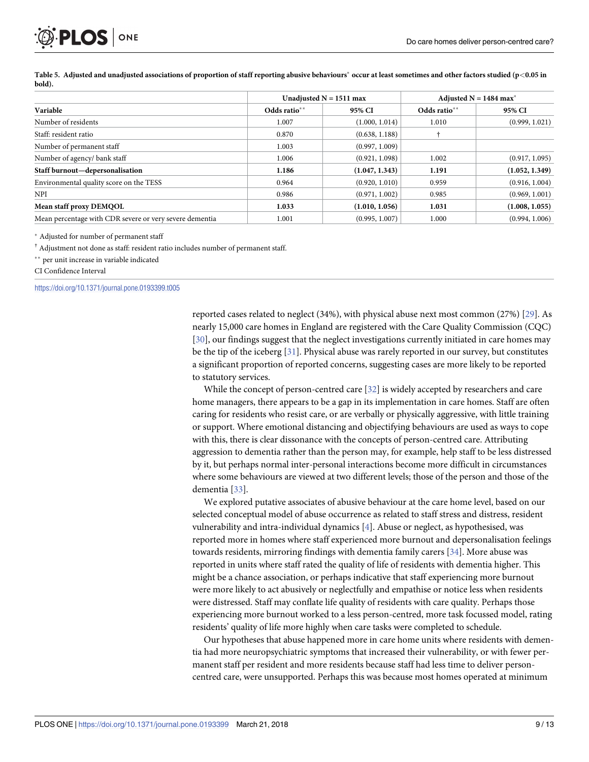**Table 5. Adjusted and unadjusted associations of proportion of staff reporting abusive behaviours* occur at least sometimes and other factors studied (p<0.05 in bold).**

| | Unadjusted N = 1511 max | | Adjusted N = 1484 max* | |
|---|---|---|---|---|
| **Variable** | **Odds ratio**** | **95% CI** | **Odds ratio**** | **95% CI** |
| Number of residents | 1.007 | (1.000, 1.014) | 1.010 | (0.999, 1.021) |
| Staff: resident ratio | 0.870 | (0.638, 1.188) | † | |
| Number of permanent staff | 1.003 | (0.997, 1.009) | | |
| Number of agency/ bank staff | 1.006 | (0.921, 1.098) | 1.002 | (0.917, 1.095) |
| **Staff burnout—depersonalisation** | **1.186** | **(1.047, 1.343)** | **1.191** | **(1.052, 1.349)** |
| Environmental quality score on the TESS | 0.964 | (0.920, 1.010) | 0.959 | (0.916, 1.004) |
| NPI | 0.986 | (0.971, 1.002) | 0.985 | (0.969, 1.001) |
| **Mean staff proxy DEMQOL** | **1.033** | **(1.010, 1.056)** | **1.031** | **(1.008, 1.055)** |
| Mean percentage with CDR severe or very severe dementia | 1.001 | (0.995, 1.007) | 1.000 | (0.994, 1.006) |

* Adjusted for number of permanent staff

† Adjustment not done as staff: resident ratio includes number of permanent staff.

** per unit increase in variable indicated

CI Confidence Interval

https://doi.org/10.1371/journal.pone.0193399.t005

reported cases related to neglect (34%), with physical abuse next most common (27%) [29]. As nearly 15,000 care homes in England are registered with the Care Quality Commission (CQC) [30], our findings suggest that the neglect investigations currently initiated in care homes may be the tip of the iceberg [31]. Physical abuse was rarely reported in our survey, but constitutes a significant proportion of reported concerns, suggesting cases are more likely to be reported to statutory services.

While the concept of person-centred care [32] is widely accepted by researchers and care home managers, there appears to be a gap in its implementation in care homes. Staff are often caring for residents who resist care, or are verbally or physically aggressive, with little training or support. Where emotional distancing and objectifying behaviours are used as ways to cope with this, there is clear dissonance with the concepts of person-centred care. Attributing aggression to dementia rather than the person may, for example, help staff to be less distressed by it, but perhaps normal inter-personal interactions become more difficult in circumstances where some behaviours are viewed at two different levels; those of the person and those of the dementia [33].

We explored putative associates of abusive behaviour at the care home level, based on our selected conceptual model of abuse occurrence as related to staff stress and distress, resident vulnerability and intra-individual dynamics [4]. Abuse or neglect, as hypothesised, was reported more in homes where staff experienced more burnout and depersonalisation feelings towards residents, mirroring findings with dementia family carers [34]. More abuse was reported in units where staff rated the quality of life of residents with dementia higher. This might be a chance association, or perhaps indicative that staff experiencing more burnout were more likely to act abusively or neglectfully and empathise or notice less when residents were distressed. Staff may conflate life quality of residents with care quality. Perhaps those experiencing more burnout worked to a less person-centred, more task focussed model, rating residents' quality of life more highly when care tasks were completed to schedule.

Our hypotheses that abuse happened more in care home units where residents with dementia had more neuropsychiatric symptoms that increased their vulnerability, or with fewer permanent staff per resident and more residents because staff had less time to deliver person-centred care, were unsupported. Perhaps this was because most homes operated at minimum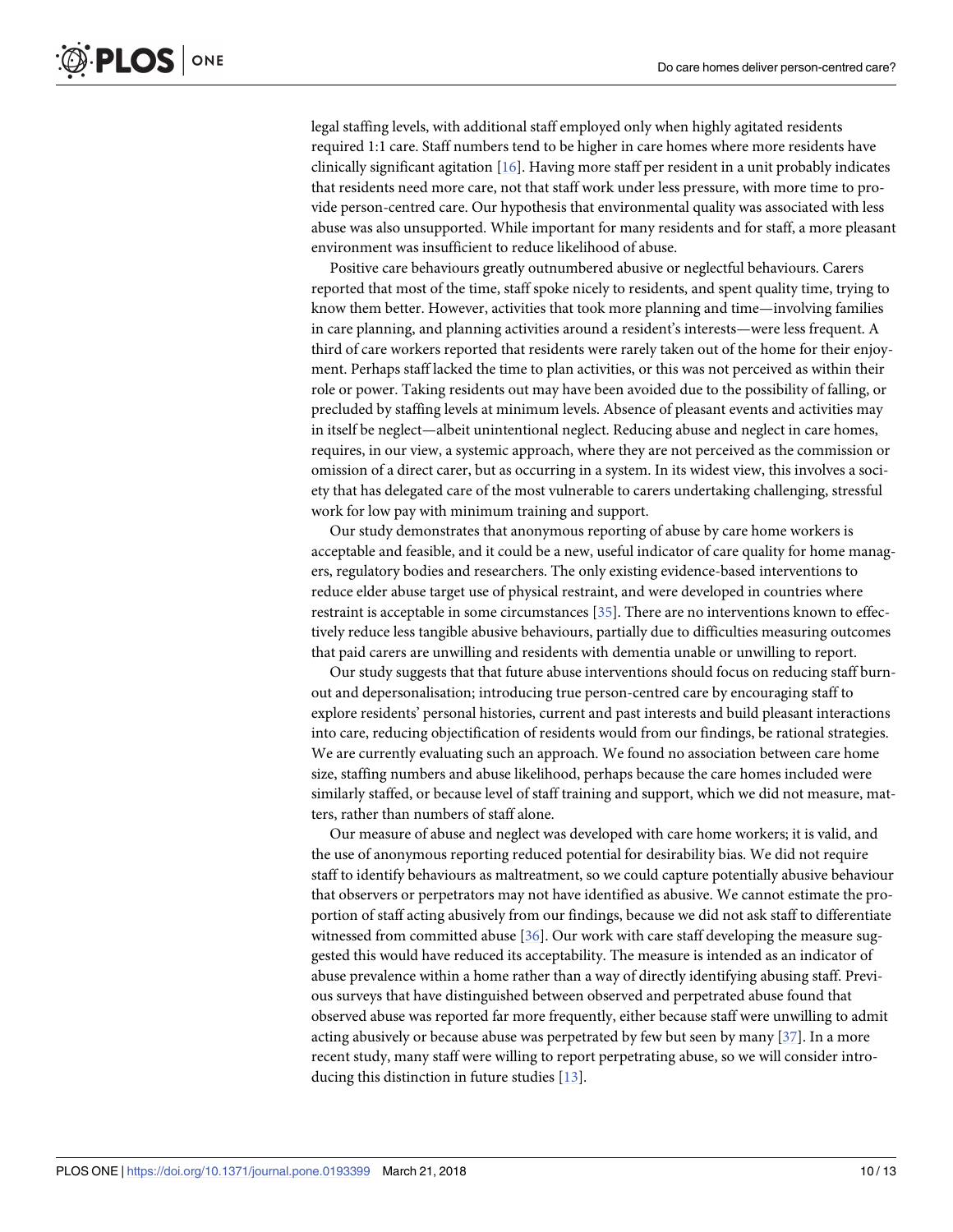legal staffing levels, with additional staff employed only when highly agitated residents required 1:1 care. Staff numbers tend to be higher in care homes where more residents have clinically significant agitation [16]. Having more staff per resident in a unit probably indicates that residents need more care, not that staff work under less pressure, with more time to provide person-centred care. Our hypothesis that environmental quality was associated with less abuse was also unsupported. While important for many residents and for staff, a more pleasant environment was insufficient to reduce likelihood of abuse.

Positive care behaviours greatly outnumbered abusive or neglectful behaviours. Carers reported that most of the time, staff spoke nicely to residents, and spent quality time, trying to know them better. However, activities that took more planning and time—involving families in care planning, and planning activities around a resident's interests—were less frequent. A third of care workers reported that residents were rarely taken out of the home for their enjoyment. Perhaps staff lacked the time to plan activities, or this was not perceived as within their role or power. Taking residents out may have been avoided due to the possibility of falling, or precluded by staffing levels at minimum levels. Absence of pleasant events and activities may in itself be neglect—albeit unintentional neglect. Reducing abuse and neglect in care homes, requires, in our view, a systemic approach, where they are not perceived as the commission or omission of a direct carer, but as occurring in a system. In its widest view, this involves a society that has delegated care of the most vulnerable to carers undertaking challenging, stressful work for low pay with minimum training and support.

Our study demonstrates that anonymous reporting of abuse by care home workers is acceptable and feasible, and it could be a new, useful indicator of care quality for home managers, regulatory bodies and researchers. The only existing evidence-based interventions to reduce elder abuse target use of physical restraint, and were developed in countries where restraint is acceptable in some circumstances [35]. There are no interventions known to effectively reduce less tangible abusive behaviours, partially due to difficulties measuring outcomes that paid carers are unwilling and residents with dementia unable or unwilling to report.

Our study suggests that that future abuse interventions should focus on reducing staff burnout and depersonalisation; introducing true person-centred care by encouraging staff to explore residents' personal histories, current and past interests and build pleasant interactions into care, reducing objectification of residents would from our findings, be rational strategies. We are currently evaluating such an approach. We found no association between care home size, staffing numbers and abuse likelihood, perhaps because the care homes included were similarly staffed, or because level of staff training and support, which we did not measure, matters, rather than numbers of staff alone.

Our measure of abuse and neglect was developed with care home workers; it is valid, and the use of anonymous reporting reduced potential for desirability bias. We did not require staff to identify behaviours as maltreatment, so we could capture potentially abusive behaviour that observers or perpetrators may not have identified as abusive. We cannot estimate the proportion of staff acting abusively from our findings, because we did not ask staff to differentiate witnessed from committed abuse [36]. Our work with care staff developing the measure suggested this would have reduced its acceptability. The measure is intended as an indicator of abuse prevalence within a home rather than a way of directly identifying abusing staff. Previous surveys that have distinguished between observed and perpetrated abuse found that observed abuse was reported far more frequently, either because staff were unwilling to admit acting abusively or because abuse was perpetrated by few but seen by many [37]. In a more recent study, many staff were willing to report perpetrating abuse, so we will consider introducing this distinction in future studies [13].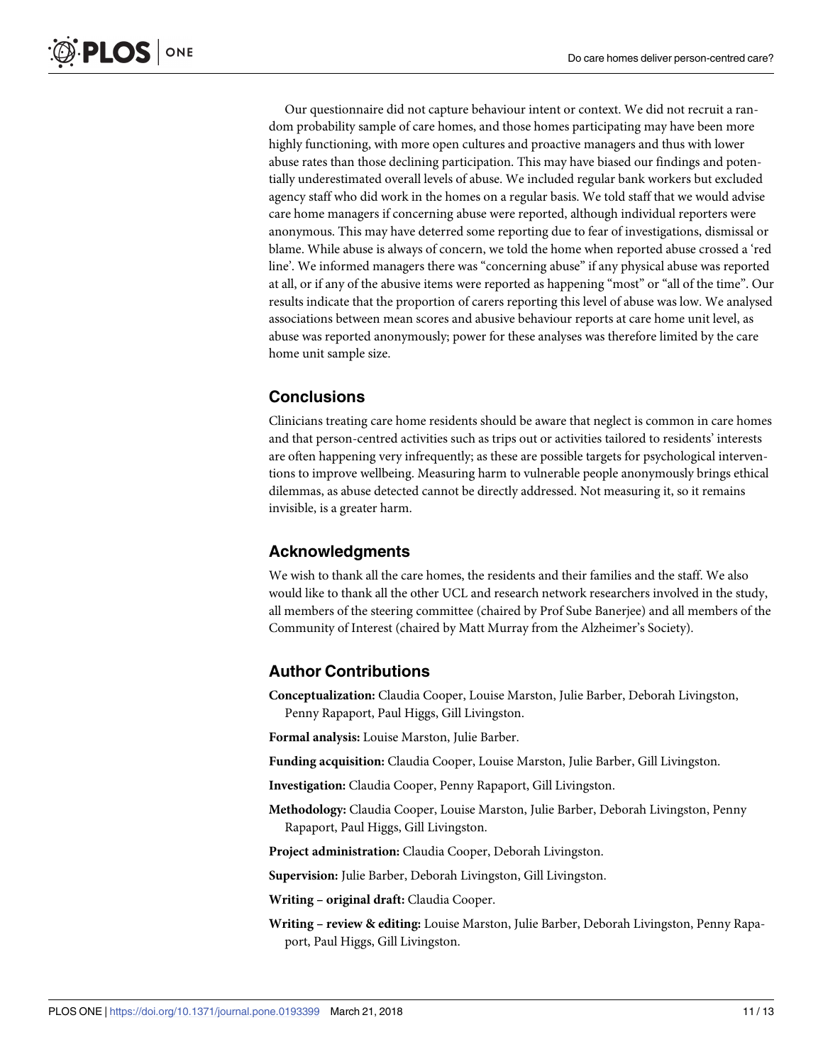Our questionnaire did not capture behaviour intent or context. We did not recruit a random probability sample of care homes, and those homes participating may have been more highly functioning, with more open cultures and proactive managers and thus with lower abuse rates than those declining participation. This may have biased our findings and potentially underestimated overall levels of abuse. We included regular bank workers but excluded agency staff who did work in the homes on a regular basis. We told staff that we would advise care home managers if concerning abuse were reported, although individual reporters were anonymous. This may have deterred some reporting due to fear of investigations, dismissal or blame. While abuse is always of concern, we told the home when reported abuse crossed a 'red line'. We informed managers there was "concerning abuse" if any physical abuse was reported at all, or if any of the abusive items were reported as happening "most" or "all of the time". Our results indicate that the proportion of carers reporting this level of abuse was low. We analysed associations between mean scores and abusive behaviour reports at care home unit level, as abuse was reported anonymously; power for these analyses was therefore limited by the care home unit sample size.

## Conclusions

Clinicians treating care home residents should be aware that neglect is common in care homes and that person-centred activities such as trips out or activities tailored to residents' interests are often happening very infrequently; as these are possible targets for psychological interventions to improve wellbeing. Measuring harm to vulnerable people anonymously brings ethical dilemmas, as abuse detected cannot be directly addressed. Not measuring it, so it remains invisible, is a greater harm.

## Acknowledgments

We wish to thank all the care homes, the residents and their families and the staff. We also would like to thank all the other UCL and research network researchers involved in the study, all members of the steering committee (chaired by Prof Sube Banerjee) and all members of the Community of Interest (chaired by Matt Murray from the Alzheimer's Society).

## Author Contributions

**Conceptualization:** Claudia Cooper, Louise Marston, Julie Barber, Deborah Livingston, Penny Rapaport, Paul Higgs, Gill Livingston.

**Formal analysis:** Louise Marston, Julie Barber.

**Funding acquisition:** Claudia Cooper, Louise Marston, Julie Barber, Gill Livingston.

**Investigation:** Claudia Cooper, Penny Rapaport, Gill Livingston.

**Methodology:** Claudia Cooper, Louise Marston, Julie Barber, Deborah Livingston, Penny Rapaport, Paul Higgs, Gill Livingston.

**Project administration:** Claudia Cooper, Deborah Livingston.

**Supervision:** Julie Barber, Deborah Livingston, Gill Livingston.

**Writing – original draft:** Claudia Cooper.

**Writing – review & editing:** Louise Marston, Julie Barber, Deborah Livingston, Penny Rapaport, Paul Higgs, Gill Livingston.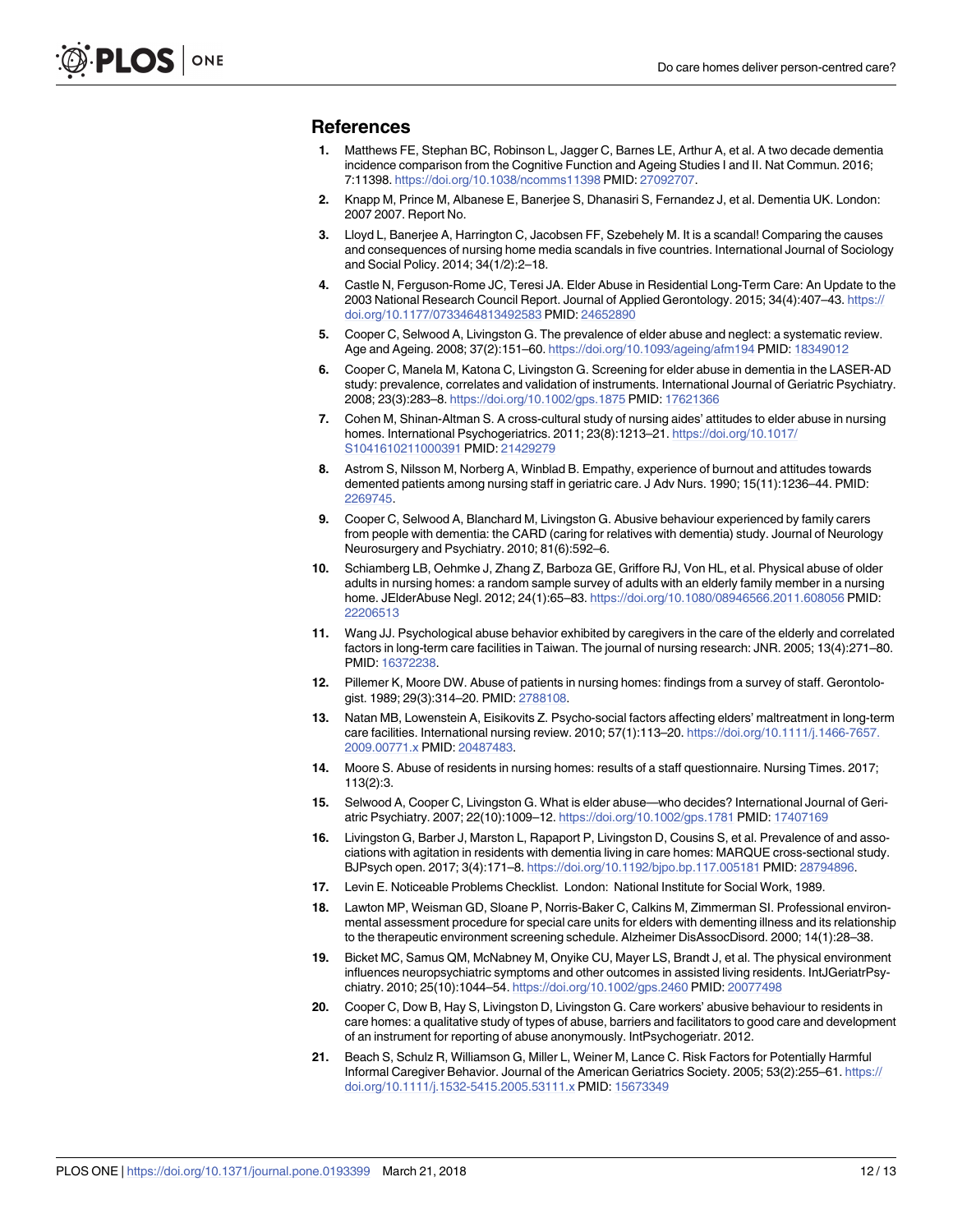## References

1. Matthews FE, Stephan BC, Robinson L, Jagger C, Barnes LE, Arthur A, et al. A two decade dementia incidence comparison from the Cognitive Function and Ageing Studies I and II. Nat Commun. 2016; 7:11398. https://doi.org/10.1038/ncomms11398 PMID: 27092707.
2. Knapp M, Prince M, Albanese E, Banerjee S, Dhanasiri S, Fernandez J, et al. Dementia UK. London: 2007 2007. Report No.
3. Lloyd L, Banerjee A, Harrington C, Jacobsen FF, Szebehely M. It is a scandal! Comparing the causes and consequences of nursing home media scandals in five countries. International Journal of Sociology and Social Policy. 2014; 34(1/2):2–18.
4. Castle N, Ferguson-Rome JC, Teresi JA. Elder Abuse in Residential Long-Term Care: An Update to the 2003 National Research Council Report. Journal of Applied Gerontology. 2015; 34(4):407–43. https://doi.org/10.1177/0733464813492583 PMID: 24652890
5. Cooper C, Selwood A, Livingston G. The prevalence of elder abuse and neglect: a systematic review. Age and Ageing. 2008; 37(2):151–60. https://doi.org/10.1093/ageing/afm194 PMID: 18349012
6. Cooper C, Manela M, Katona C, Livingston G. Screening for elder abuse in dementia in the LASER-AD study: prevalence, correlates and validation of instruments. International Journal of Geriatric Psychiatry. 2008; 23(3):283–8. https://doi.org/10.1002/gps.1875 PMID: 17621366
7. Cohen M, Shinan-Altman S. A cross-cultural study of nursing aides' attitudes to elder abuse in nursing homes. International Psychogeriatrics. 2011; 23(8):1213–21. https://doi.org/10.1017/S1041610211000391 PMID: 21429279
8. Astrom S, Nilsson M, Norberg A, Winblad B. Empathy, experience of burnout and attitudes towards demented patients among nursing staff in geriatric care. J Adv Nurs. 1990; 15(11):1236–44. PMID: 2269745.
9. Cooper C, Selwood A, Blanchard M, Livingston G. Abusive behaviour experienced by family carers from people with dementia: the CARD (caring for relatives with dementia) study. Journal of Neurology Neurosurgery and Psychiatry. 2010; 81(6):592–6.
10. Schiamberg LB, Oehmke J, Zhang Z, Barboza GE, Griffore RJ, Von HL, et al. Physical abuse of older adults in nursing homes: a random sample survey of adults with an elderly family member in a nursing home. JElderAbuse Negl. 2012; 24(1):65–83. https://doi.org/10.1080/08946566.2011.608056 PMID: 22206513
11. Wang JJ. Psychological abuse behavior exhibited by caregivers in the care of the elderly and correlated factors in long-term care facilities in Taiwan. The journal of nursing research: JNR. 2005; 13(4):271–80. PMID: 16372238.
12. Pillemer K, Moore DW. Abuse of patients in nursing homes: findings from a survey of staff. Gerontologist. 1989; 29(3):314–20. PMID: 2788108.
13. Natan MB, Lowenstein A, Eisikovits Z. Psycho-social factors affecting elders' maltreatment in long-term care facilities. International nursing review. 2010; 57(1):113–20. https://doi.org/10.1111/j.1466-7657.2009.00771.x PMID: 20487483.
14. Moore S. Abuse of residents in nursing homes: results of a staff questionnaire. Nursing Times. 2017; 113(2):3.
15. Selwood A, Cooper C, Livingston G. What is elder abuse—who decides? International Journal of Geriatric Psychiatry. 2007; 22(10):1009–12. https://doi.org/10.1002/gps.1781 PMID: 17407169
16. Livingston G, Barber J, Marston L, Rapaport P, Livingston D, Cousins S, et al. Prevalence of and associations with agitation in residents with dementia living in care homes: MARQUE cross-sectional study. BJPsych open. 2017; 3(4):171–8. https://doi.org/10.1192/bjpo.bp.117.005181 PMID: 28794896.
17. Levin E. Noticeable Problems Checklist. London: National Institute for Social Work, 1989.
18. Lawton MP, Weisman GD, Sloane P, Norris-Baker C, Calkins M, Zimmerman SI. Professional environmental assessment procedure for special care units for elders with dementing illness and its relationship to the therapeutic environment screening schedule. Alzheimer DisAssocDisord. 2000; 14(1):28–38.
19. Bicket MC, Samus QM, McNabney M, Onyike CU, Mayer LS, Brandt J, et al. The physical environment influences neuropsychiatric symptoms and other outcomes in assisted living residents. IntJGeriatrPsychiatry. 2010; 25(10):1044–54. https://doi.org/10.1002/gps.2460 PMID: 20077498
20. Cooper C, Dow B, Hay S, Livingston D, Livingston G. Care workers' abusive behaviour to residents in care homes: a qualitative study of types of abuse, barriers and facilitators to good care and development of an instrument for reporting of abuse anonymously. IntPsychogeriatr. 2012.
21. Beach S, Schulz R, Williamson G, Miller L, Weiner M, Lance C. Risk Factors for Potentially Harmful Informal Caregiver Behavior. Journal of the American Geriatrics Society. 2005; 53(2):255–61. https://doi.org/10.1111/j.1532-5415.2005.53111.x PMID: 15673349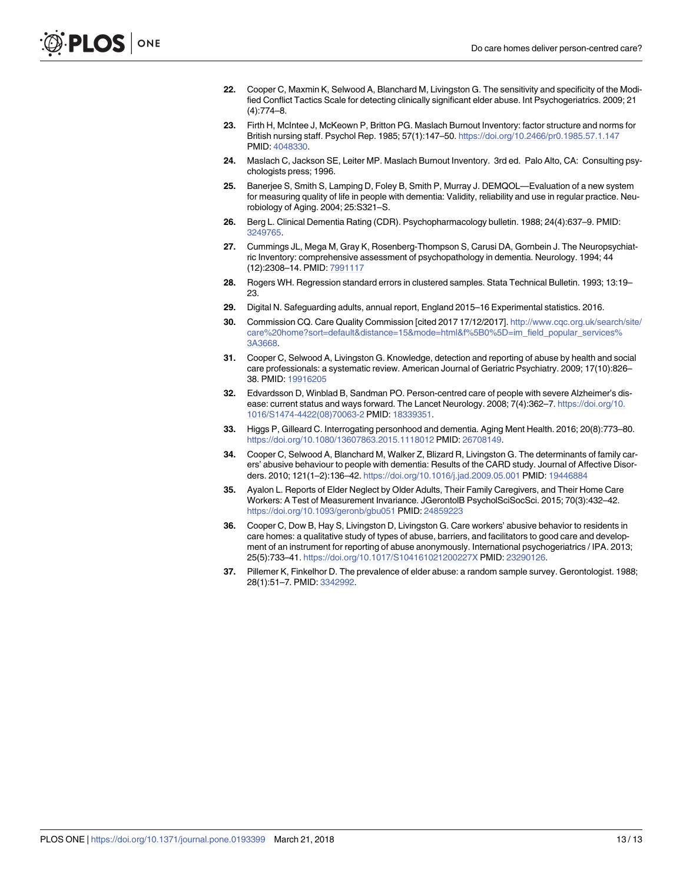22. Cooper C, Maxmin K, Selwood A, Blanchard M, Livingston G. The sensitivity and specificity of the Modified Conflict Tactics Scale for detecting clinically significant elder abuse. Int Psychogeriatrics. 2009; 21 (4):774–8.
23. Firth H, McIntee J, McKeown P, Britton PG. Maslach Burnout Inventory: factor structure and norms for British nursing staff. Psychol Rep. 1985; 57(1):147–50. https://doi.org/10.2466/pr0.1985.57.1.147 PMID: 4048330.
24. Maslach C, Jackson SE, Leiter MP. Maslach Burnout Inventory. 3rd ed. Palo Alto, CA: Consulting psychologists press; 1996.
25. Banerjee S, Smith S, Lamping D, Foley B, Smith P, Murray J. DEMQOL—Evaluation of a new system for measuring quality of life in people with dementia: Validity, reliability and use in regular practice. Neurobiology of Aging. 2004; 25:S321–S.
26. Berg L. Clinical Dementia Rating (CDR). Psychopharmacology bulletin. 1988; 24(4):637–9. PMID: 3249765.
27. Cummings JL, Mega M, Gray K, Rosenberg-Thompson S, Carusi DA, Gornbein J. The Neuropsychiatric Inventory: comprehensive assessment of psychopathology in dementia. Neurology. 1994; 44 (12):2308–14. PMID: 7991117
28. Rogers WH. Regression standard errors in clustered samples. Stata Technical Bulletin. 1993; 13:19–23.
29. Digital N. Safeguarding adults, annual report, England 2015–16 Experimental statistics. 2016.
30. Commission CQ. Care Quality Commission [cited 2017 17/12/2017]. http://www.cqc.org.uk/search/site/care%20home?sort=default&distance=15&mode=html&f%5B0%5D=im_field_popular_services%3A3668.
31. Cooper C, Selwood A, Livingston G. Knowledge, detection and reporting of abuse by health and social care professionals: a systematic review. American Journal of Geriatric Psychiatry. 2009; 17(10):826–38. PMID: 19916205
32. Edvardsson D, Winblad B, Sandman PO. Person-centred care of people with severe Alzheimer's disease: current status and ways forward. The Lancet Neurology. 2008; 7(4):362–7. https://doi.org/10.1016/S1474-4422(08)70063-2 PMID: 18339351.
33. Higgs P, Gilleard C. Interrogating personhood and dementia. Aging Ment Health. 2016; 20(8):773–80. https://doi.org/10.1080/13607863.2015.1118012 PMID: 26708149.
34. Cooper C, Selwood A, Blanchard M, Walker Z, Blizard R, Livingston G. The determinants of family carers' abusive behaviour to people with dementia: Results of the CARD study. Journal of Affective Disorders. 2010; 121(1–2):136–42. https://doi.org/10.1016/j.jad.2009.05.001 PMID: 19446884
35. Ayalon L. Reports of Elder Neglect by Older Adults, Their Family Caregivers, and Their Home Care Workers: A Test of Measurement Invariance. JGerontolB PsycholSciSocSci. 2015; 70(3):432–42. https://doi.org/10.1093/geronb/gbu051 PMID: 24859223
36. Cooper C, Dow B, Hay S, Livingston D, Livingston G. Care workers' abusive behavior to residents in care homes: a qualitative study of types of abuse, barriers, and facilitators to good care and development of an instrument for reporting of abuse anonymously. International psychogeriatrics / IPA. 2013; 25(5):733–41. https://doi.org/10.1017/S104161021200227X PMID: 23290126.
37. Pillemer K, Finkelhor D. The prevalence of elder abuse: a random sample survey. Gerontologist. 1988; 28(1):51–7. PMID: 3342992.